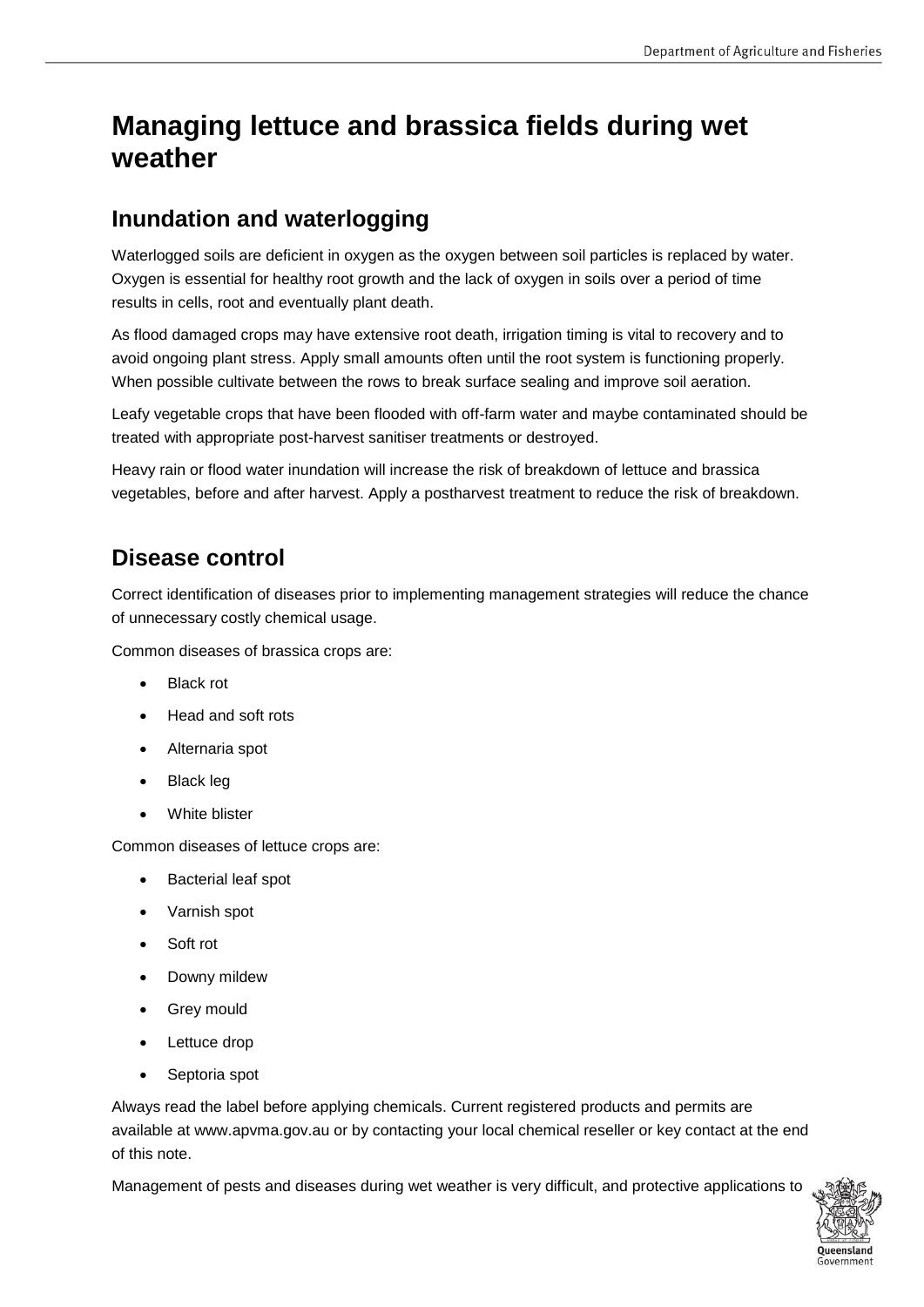# Managing lettuce and brassica fields during wet weather

## Inundation and waterlogging

Waterlogged soils are deficient in oxygen as the oxygen between soil particles is replaced by water. Oxygen is essential for healthy root growth and the lack of oxygen in soils over a period of time results in cells, root and eventually plant death.

As flood damaged crops may have extensive root death, irrigation timing is vital to recovery and to avoid ongoing plant stress. Apply small amounts often until the root system is functioning properly. When possible cultivate between the rows to break surface sealing and improve soil aeration.

Leafy vegetable crops that have been flooded with off-farm water and maybe contaminated should be treated with appropriate post-harvest sanitiser treatments or destroyed.

Heavy rain or flood water inundation will increase the risk of breakdown of lettuce and brassica vegetables, before and after harvest. Apply a postharvest treatment to reduce the risk of breakdown.

## Disease control

Correct identification of diseases prior to implementing management strategies will reduce the chance of unnecessary costly chemical usage.

Common diseases of brassica crops are:

- Black rot
- Head and soft rots
- Alternaria spot
- Black leg
- White blister

Common diseases of lettuce crops are:

- Bacterial leaf spot
- Varnish spot
- Soft rot
- Downy mildew
- Grey mould
- Lettuce drop
- Septoria spot

Always read the label before applying chemicals. Current registered products and permits are available at www.apvma.gov.au or by contacting your local chemical reseller or key contact at the end of this note.

Management of pests and diseases during wet weather is very difficult, and protective applications to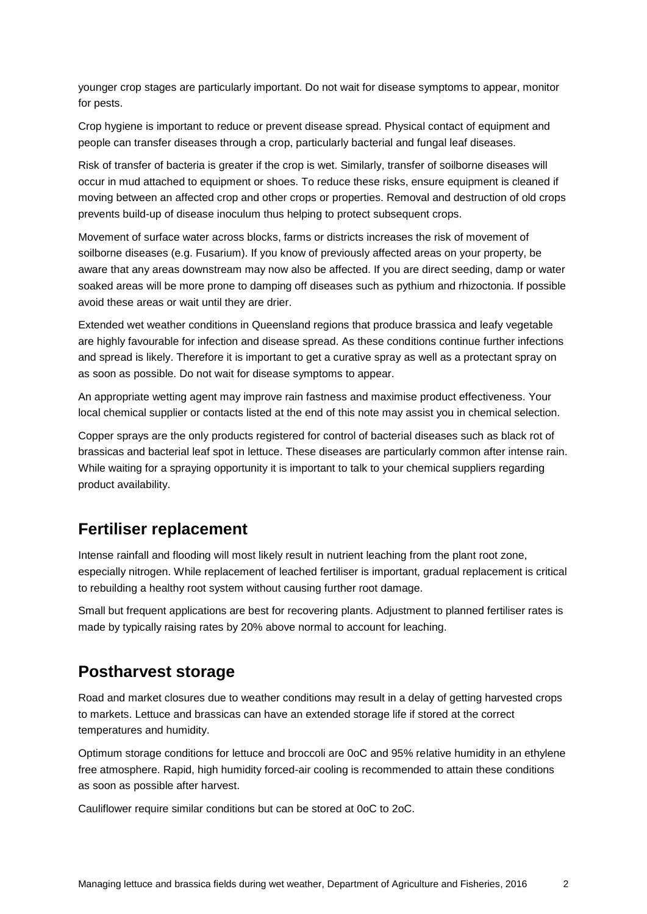younger crop stages are particularly important. Do not wait for disease symptoms to appear, monitor for pests.

Crop hygiene is important to reduce or prevent disease spread. Physical contact of equipment and people can transfer diseases through a crop, particularly bacterial and fungal leaf diseases.

Risk of transfer of bacteria is greater if the crop is wet. Similarly, transfer of soilborne diseases will occur in mud attached to equipment or shoes. To reduce these risks, ensure equipment is cleaned if moving between an affected crop and other crops or properties. Removal and destruction of old crops prevents build-up of disease inoculum thus helping to protect subsequent crops.

Movement of surface water across blocks, farms or districts increases the risk of movement of soilborne diseases (e.g. Fusarium). If you know of previously affected areas on your property, be aware that any areas downstream may now also be affected. If you are direct seeding, damp or water soaked areas will be more prone to damping off diseases such as pythium and rhizoctonia. If possible avoid these areas or wait until they are drier.

Extended wet weather conditions in Queensland regions that produce brassica and leafy vegetable are highly favourable for infection and disease spread. As these conditions continue further infections and spread is likely. Therefore it is important to get a curative spray as well as a protectant spray on as soon as possible. Do not wait for disease symptoms to appear.

An appropriate wetting agent may improve rain fastness and maximise product effectiveness. Your local chemical supplier or contacts listed at the end of this note may assist you in chemical selection.

Copper sprays are the only products registered for control of bacterial diseases such as black rot of brassicas and bacterial leaf spot in lettuce. These diseases are particularly common after intense rain. While waiting for a spraying opportunity it is important to talk to your chemical suppliers regarding product availability.

## Fertiliser replacement

Intense rainfall and flooding will most likely result in nutrient leaching from the plant root zone, especially nitrogen. While replacement of leached fertiliser is important, gradual replacement is critical to rebuilding a healthy root system without causing further root damage.

Small but frequent applications are best for recovering plants. Adjustment to planned fertiliser rates is made by typically raising rates by 20% above normal to account for leaching.

## Postharvest storage

Road and market closures due to weather conditions may result in a delay of getting harvested crops to markets. Lettuce and brassicas can have an extended storage life if stored at the correct temperatures and humidity.

Optimum storage conditions for lettuce and broccoli are 0oC and 95% relative humidity in an ethylene free atmosphere. Rapid, high humidity forced-air cooling is recommended to attain these conditions as soon as possible after harvest.

Cauliflower require similar conditions but can be stored at 0oC to 2oC.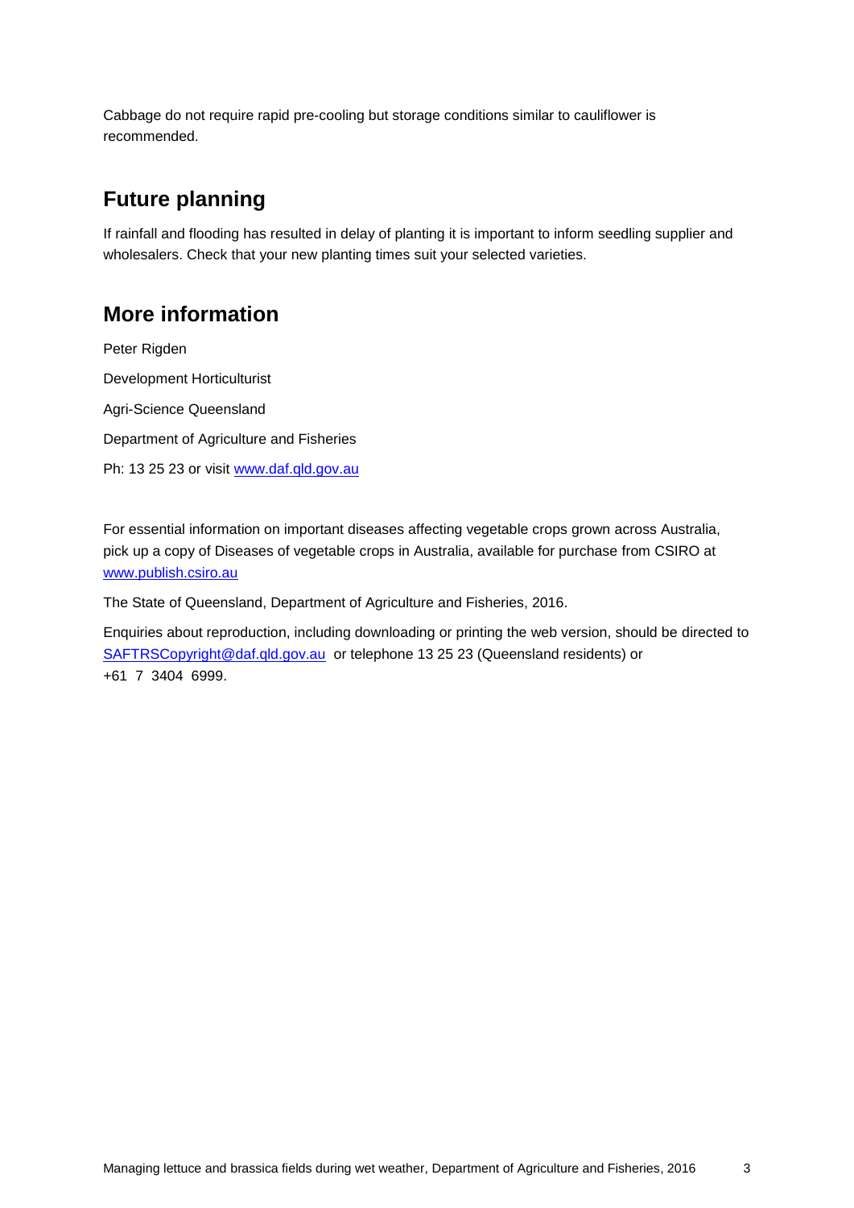Cabbage do not require rapid pre-cooling but storage conditions similar to cauliflower is recommended.

## Future planning

If rainfall and flooding has resulted in delay of planting it is important to inform seedling supplier and wholesalers. Check that your new planting times suit your selected varieties.

## More information

Peter Rigden

Development Horticulturist

Agri-Science Queensland

Department of Agriculture and Fisheries

Ph: 13 25 23 or visit www.daf.qld.gov.au

For essential information on important diseases affecting vegetable crops grown across Australia, pick up a copy of Diseases of vegetable crops in Australia, available for purchase from CSIRO at www.publish.csiro.au

The State of Queensland, Department of Agriculture and Fisheries, 2016.

Enquiries about reproduction, including downloading or printing the web version, should be directed to SAFTRSCopyright@daf.qld.gov.au or telephone 13 25 23 (Queensland residents) or +61 7 3404 6999.